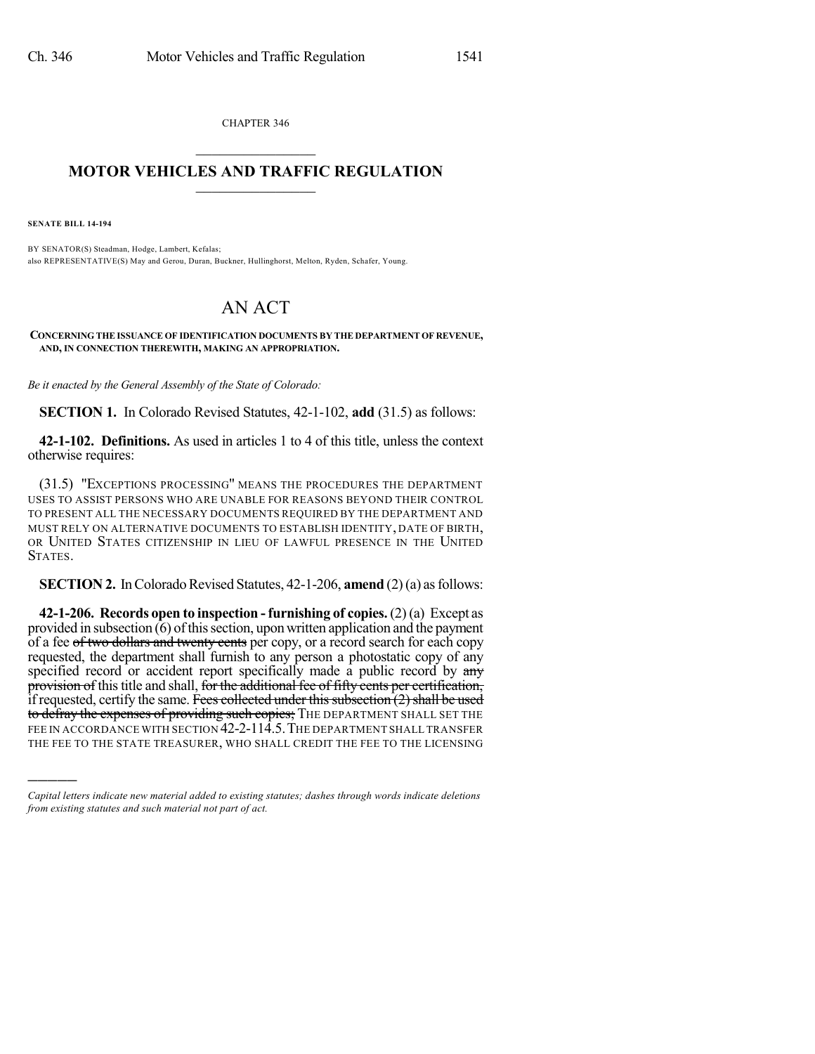CHAPTER 346

## MOTOR VEHICLES AND TRAFFIC REGULATION

**SENATE BILL 14-194**

BY SENATOR(S) Steadman, Hodge, Lambert, Kefalas;
also REPRESENTATIVE(S) May and Gerou, Duran, Buckner, Hullinghorst, Melton, Ryden, Schafer, Young.

# AN ACT

**CONCERNING THE ISSUANCE OF IDENTIFICATION DOCUMENTS BY THE DEPARTMENT OF REVENUE, AND, IN CONNECTION THEREWITH, MAKING AN APPROPRIATION.**

*Be it enacted by the General Assembly of the State of Colorado:*

**SECTION 1.** In Colorado Revised Statutes, 42-1-102, **add** (31.5) as follows:

**42-1-102. Definitions.** As used in articles 1 to 4 of this title, unless the context otherwise requires:

(31.5) "EXCEPTIONS PROCESSING" MEANS THE PROCEDURES THE DEPARTMENT USES TO ASSIST PERSONS WHO ARE UNABLE FOR REASONS BEYOND THEIR CONTROL TO PRESENT ALL THE NECESSARY DOCUMENTS REQUIRED BY THE DEPARTMENT AND MUST RELY ON ALTERNATIVE DOCUMENTS TO ESTABLISH IDENTITY, DATE OF BIRTH, OR UNITED STATES CITIZENSHIP IN LIEU OF LAWFUL PRESENCE IN THE UNITED STATES.

**SECTION 2.** In Colorado Revised Statutes, 42-1-206, **amend** (2) (a) as follows:

**42-1-206. Records open to inspection - furnishing of copies.** (2) (a) Except as provided in subsection (6) of this section, upon written application and the payment of a fee ~~of two dollars and twenty cents~~ per copy, or a record search for each copy requested, the department shall furnish to any person a photostatic copy of any specified record or accident report specifically made a public record by ~~any provision of~~ this title and shall, ~~for the additional fee of fifty cents per certification,~~ if requested, certify the same. ~~Fees collected under this subsection (2) shall be used to defray the expenses of providing such copies;~~ THE DEPARTMENT SHALL SET THE FEE IN ACCORDANCE WITH SECTION 42-2-114.5. THE DEPARTMENT SHALL TRANSFER THE FEE TO THE STATE TREASURER, WHO SHALL CREDIT THE FEE TO THE LICENSING

*Capital letters indicate new material added to existing statutes; dashes through words indicate deletions from existing statutes and such material not part of act.*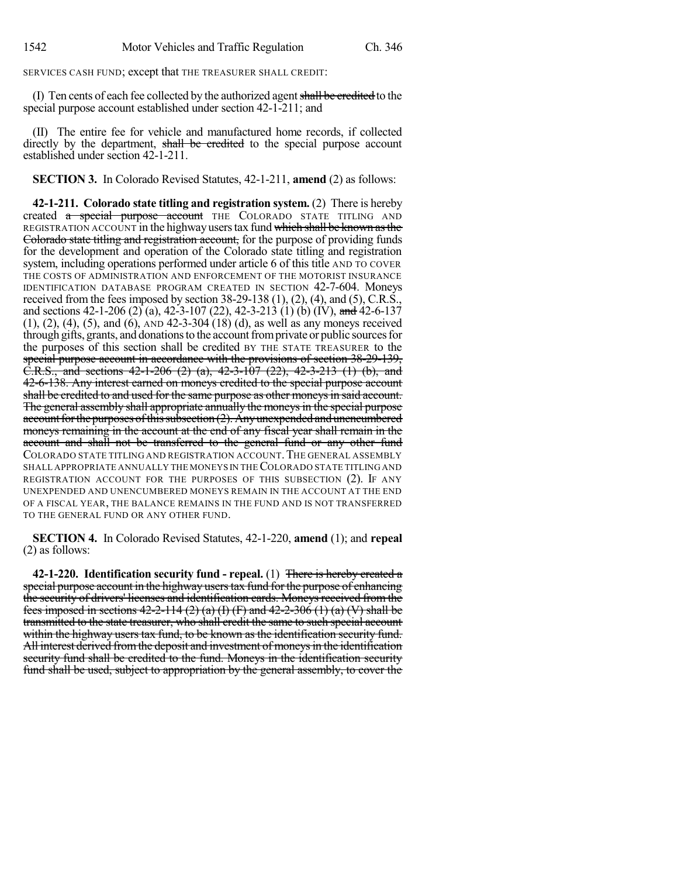SERVICES CASH FUND; except that THE TREASURER SHALL CREDIT:

(I) Ten cents of each fee collected by the authorized agent ~~shall be credited~~ to the special purpose account established under section 42-1-211; and

(II) The entire fee for vehicle and manufactured home records, if collected directly by the department, ~~shall be credited~~ to the special purpose account established under section 42-1-211.

**SECTION 3.** In Colorado Revised Statutes, 42-1-211, **amend** (2) as follows:

**42-1-211. Colorado state titling and registration system.** (2) There is hereby created ~~a special purpose account~~ THE COLORADO STATE TITLING AND REGISTRATION ACCOUNT in the highway users tax fund ~~which shall be known as the Colorado state titling and registration account,~~ for the purpose of providing funds for the development and operation of the Colorado state titling and registration system, including operations performed under article 6 of this title AND TO COVER THE COSTS OF ADMINISTRATION AND ENFORCEMENT OF THE MOTORIST INSURANCE IDENTIFICATION DATABASE PROGRAM CREATED IN SECTION 42-7-604. Moneys received from the fees imposed by section 38-29-138 (1), (2), (4), and (5), C.R.S., and sections 42-1-206 (2) (a), 42-3-107 (22), 42-3-213 (1) (b) (IV), ~~and~~ 42-6-137 (1), (2), (4), (5), and (6), AND 42-3-304 (18) (d), as well as any moneys received through gifts, grants, and donations to the account from private or public sources for the purposes of this section shall be credited BY THE STATE TREASURER to the ~~special purpose account in accordance with the provisions of section 38-29-139, C.R.S., and sections 42-1-206 (2) (a), 42-3-107 (22), 42-3-213 (1) (b), and 42-6-138. Any interest earned on moneys credited to the special purpose account shall be credited to and used for the same purpose as other moneys in said account. The general assembly shall appropriate annually the moneys in the special purpose account for the purposes of this subsection (2). Any unexpended and unencumbered moneys remaining in the account at the end of any fiscal year shall remain in the account and shall not be transferred to the general fund or any other fund~~ COLORADO STATE TITLING AND REGISTRATION ACCOUNT. THE GENERAL ASSEMBLY SHALL APPROPRIATE ANNUALLY THE MONEYS IN THE COLORADO STATE TITLING AND REGISTRATION ACCOUNT FOR THE PURPOSES OF THIS SUBSECTION (2). IF ANY UNEXPENDED AND UNENCUMBERED MONEYS REMAIN IN THE ACCOUNT AT THE END OF A FISCAL YEAR, THE BALANCE REMAINS IN THE FUND AND IS NOT TRANSFERRED TO THE GENERAL FUND OR ANY OTHER FUND.

**SECTION 4.** In Colorado Revised Statutes, 42-1-220, **amend** (1); and **repeal** (2) as follows:

**42-1-220. Identification security fund - repeal.** (1) ~~There is hereby created a special purpose account in the highway users tax fund for the purpose of enhancing the security of drivers' licenses and identification cards. Moneys received from the fees imposed in sections 42-2-114 (2) (a) (I) (F) and 42-2-306 (1) (a) (V) shall be transmitted to the state treasurer, who shall credit the same to such special account within the highway users tax fund, to be known as the identification security fund. All interest derived from the deposit and investment of moneys in the identification security fund shall be credited to the fund. Moneys in the identification security fund shall be used, subject to appropriation by the general assembly, to cover the~~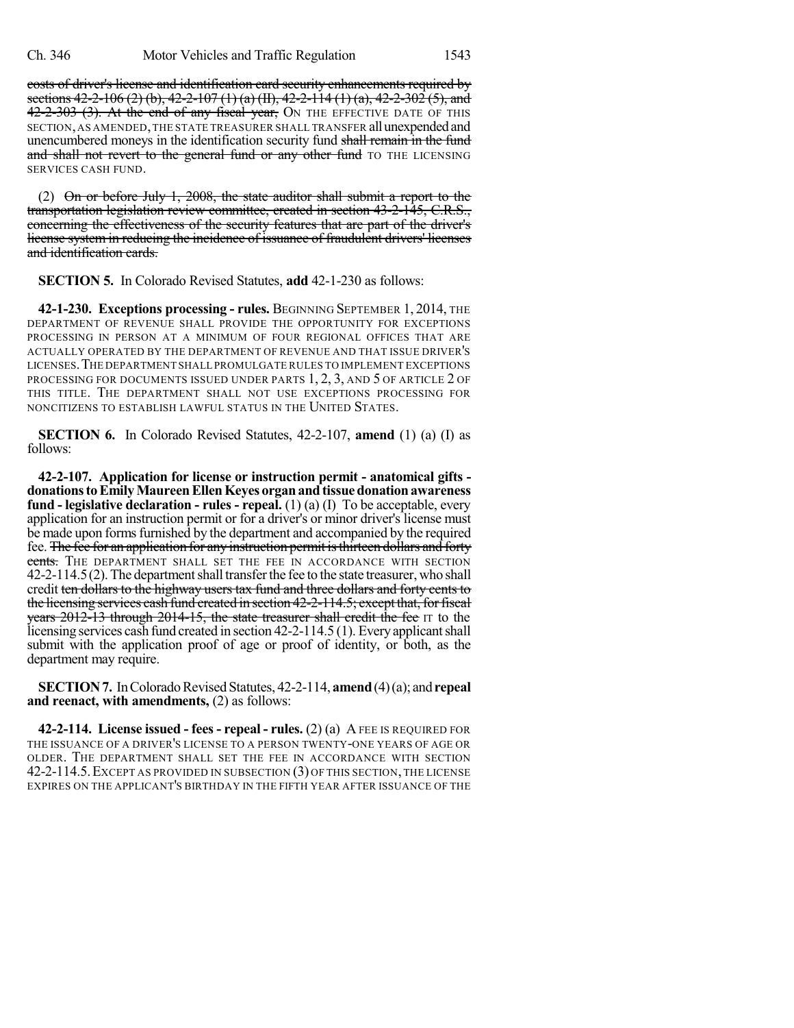costs of driver's license and identification card security enhancements required by sections 42-2-106 (2) (b), 42-2-107 (1) (a) (II), 42-2-114 (1) (a), 42-2-302 (5), and 42-2-303 (3). At the end of any fiscal year, ON THE EFFECTIVE DATE OF THIS SECTION, AS AMENDED, THE STATE TREASURER SHALL TRANSFER all unexpended and unencumbered moneys in the identification security fund shall remain in the fund and shall not revert to the general fund or any other fund TO THE LICENSING SERVICES CASH FUND.

(2) On or before July 1, 2008, the state auditor shall submit a report to the transportation legislation review committee, created in section 43-2-145, C.R.S., concerning the effectiveness of the security features that are part of the driver's license system in reducing the incidence of issuance of fraudulent drivers' licenses and identification cards.

**SECTION 5.** In Colorado Revised Statutes, **add** 42-1-230 as follows:

**42-1-230. Exceptions processing - rules.** BEGINNING SEPTEMBER 1, 2014, THE DEPARTMENT OF REVENUE SHALL PROVIDE THE OPPORTUNITY FOR EXCEPTIONS PROCESSING IN PERSON AT A MINIMUM OF FOUR REGIONAL OFFICES THAT ARE ACTUALLY OPERATED BY THE DEPARTMENT OF REVENUE AND THAT ISSUE DRIVER'S LICENSES. THE DEPARTMENT SHALL PROMULGATE RULES TO IMPLEMENT EXCEPTIONS PROCESSING FOR DOCUMENTS ISSUED UNDER PARTS 1, 2, 3, AND 5 OF ARTICLE 2 OF THIS TITLE. THE DEPARTMENT SHALL NOT USE EXCEPTIONS PROCESSING FOR NONCITIZENS TO ESTABLISH LAWFUL STATUS IN THE UNITED STATES.

**SECTION 6.** In Colorado Revised Statutes, 42-2-107, **amend** (1) (a) (I) as follows:

**42-2-107. Application for license or instruction permit - anatomical gifts - donations to Emily Maureen Ellen Keyes organ and tissue donation awareness fund - legislative declaration - rules - repeal.** (1) (a) (I) To be acceptable, every application for an instruction permit or for a driver's or minor driver's license must be made upon forms furnished by the department and accompanied by the required fee. The fee for an application for any instruction permit is thirteen dollars and forty cents. THE DEPARTMENT SHALL SET THE FEE IN ACCORDANCE WITH SECTION 42-2-114.5 (2). The department shall transfer the fee to the state treasurer, who shall credit ten dollars to the highway users tax fund and three dollars and forty cents to the licensing services cash fund created in section 42-2-114.5; except that, for fiscal years 2012-13 through 2014-15, the state treasurer shall credit the fee IT to the licensing services cash fund created in section 42-2-114.5 (1). Every applicant shall submit with the application proof of age or proof of identity, or both, as the department may require.

**SECTION 7.** In Colorado Revised Statutes, 42-2-114, **amend** (4) (a); and **repeal and reenact, with amendments,** (2) as follows:

**42-2-114. License issued - fees - repeal - rules.** (2) (a) A FEE IS REQUIRED FOR THE ISSUANCE OF A DRIVER'S LICENSE TO A PERSON TWENTY-ONE YEARS OF AGE OR OLDER. THE DEPARTMENT SHALL SET THE FEE IN ACCORDANCE WITH SECTION 42-2-114.5. EXCEPT AS PROVIDED IN SUBSECTION (3) OF THIS SECTION, THE LICENSE EXPIRES ON THE APPLICANT'S BIRTHDAY IN THE FIFTH YEAR AFTER ISSUANCE OF THE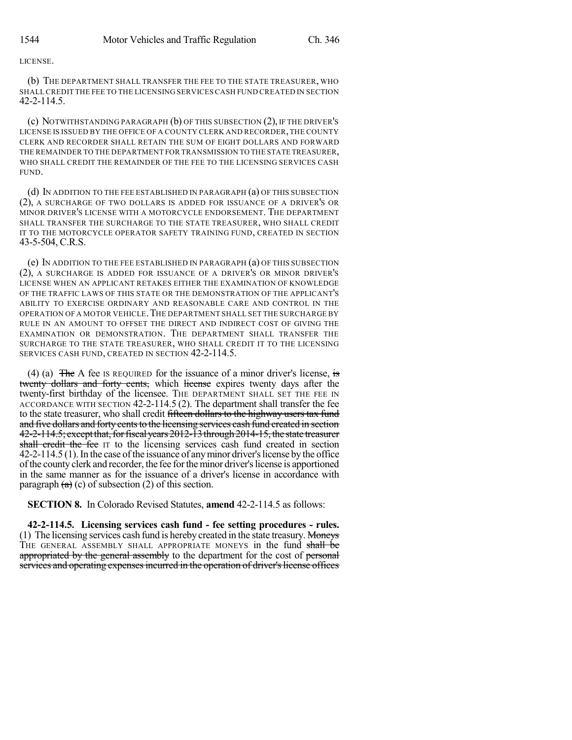LICENSE.

(b) THE DEPARTMENT SHALL TRANSFER THE FEE TO THE STATE TREASURER, WHO SHALL CREDIT THE FEE TO THE LICENSING SERVICES CASH FUND CREATED IN SECTION 42-2-114.5.

(c) NOTWITHSTANDING PARAGRAPH (b) OF THIS SUBSECTION (2), IF THE DRIVER'S LICENSE IS ISSUED BY THE OFFICE OF A COUNTY CLERK AND RECORDER, THE COUNTY CLERK AND RECORDER SHALL RETAIN THE SUM OF EIGHT DOLLARS AND FORWARD THE REMAINDER TO THE DEPARTMENT FOR TRANSMISSION TO THE STATE TREASURER, WHO SHALL CREDIT THE REMAINDER OF THE FEE TO THE LICENSING SERVICES CASH FUND.

(d) IN ADDITION TO THE FEE ESTABLISHED IN PARAGRAPH (a) OF THIS SUBSECTION (2), A SURCHARGE OF TWO DOLLARS IS ADDED FOR ISSUANCE OF A DRIVER'S OR MINOR DRIVER'S LICENSE WITH A MOTORCYCLE ENDORSEMENT. THE DEPARTMENT SHALL TRANSFER THE SURCHARGE TO THE STATE TREASURER, WHO SHALL CREDIT IT TO THE MOTORCYCLE OPERATOR SAFETY TRAINING FUND, CREATED IN SECTION 43-5-504, C.R.S.

(e) IN ADDITION TO THE FEE ESTABLISHED IN PARAGRAPH (a) OF THIS SUBSECTION (2), A SURCHARGE IS ADDED FOR ISSUANCE OF A DRIVER'S OR MINOR DRIVER'S LICENSE WHEN AN APPLICANT RETAKES EITHER THE EXAMINATION OF KNOWLEDGE OF THE TRAFFIC LAWS OF THIS STATE OR THE DEMONSTRATION OF THE APPLICANT'S ABILITY TO EXERCISE ORDINARY AND REASONABLE CARE AND CONTROL IN THE OPERATION OF A MOTOR VEHICLE. THE DEPARTMENT SHALL SET THE SURCHARGE BY RULE IN AN AMOUNT TO OFFSET THE DIRECT AND INDIRECT COST OF GIVING THE EXAMINATION OR DEMONSTRATION. THE DEPARTMENT SHALL TRANSFER THE SURCHARGE TO THE STATE TREASURER, WHO SHALL CREDIT IT TO THE LICENSING SERVICES CASH FUND, CREATED IN SECTION 42-2-114.5.

(4) (a) ~~The~~ A fee IS REQUIRED for the issuance of a minor driver's license, ~~is twenty dollars and forty cents,~~ which ~~license~~ expires twenty days after the twenty-first birthday of the licensee. THE DEPARTMENT SHALL SET THE FEE IN ACCORDANCE WITH SECTION 42-2-114.5 (2). The department shall transfer the fee to the state treasurer, who shall credit ~~fifteen dollars to the highway users tax fund and five dollars and forty cents to the licensing services cash fund created in section 42-2-114.5; except that, for fiscal years 2012-13 through 2014-15, the state treasurer shall credit the fee~~ IT to the licensing services cash fund created in section 42-2-114.5 (1). In the case of the issuance of any minor driver's license by the office of the county clerk and recorder, the fee for the minor driver's license is apportioned in the same manner as for the issuance of a driver's license in accordance with paragraph ~~(a)~~ (c) of subsection (2) of this section.

**SECTION 8.** In Colorado Revised Statutes, **amend** 42-2-114.5 as follows:

**42-2-114.5. Licensing services cash fund - fee setting procedures - rules.** (1) The licensing services cash fund is hereby created in the state treasury. ~~Moneys~~ THE GENERAL ASSEMBLY SHALL APPROPRIATE MONEYS in the fund ~~shall be appropriated by the general assembly~~ to the department for the cost of ~~personal services and operating expenses incurred in the operation of driver's license offices~~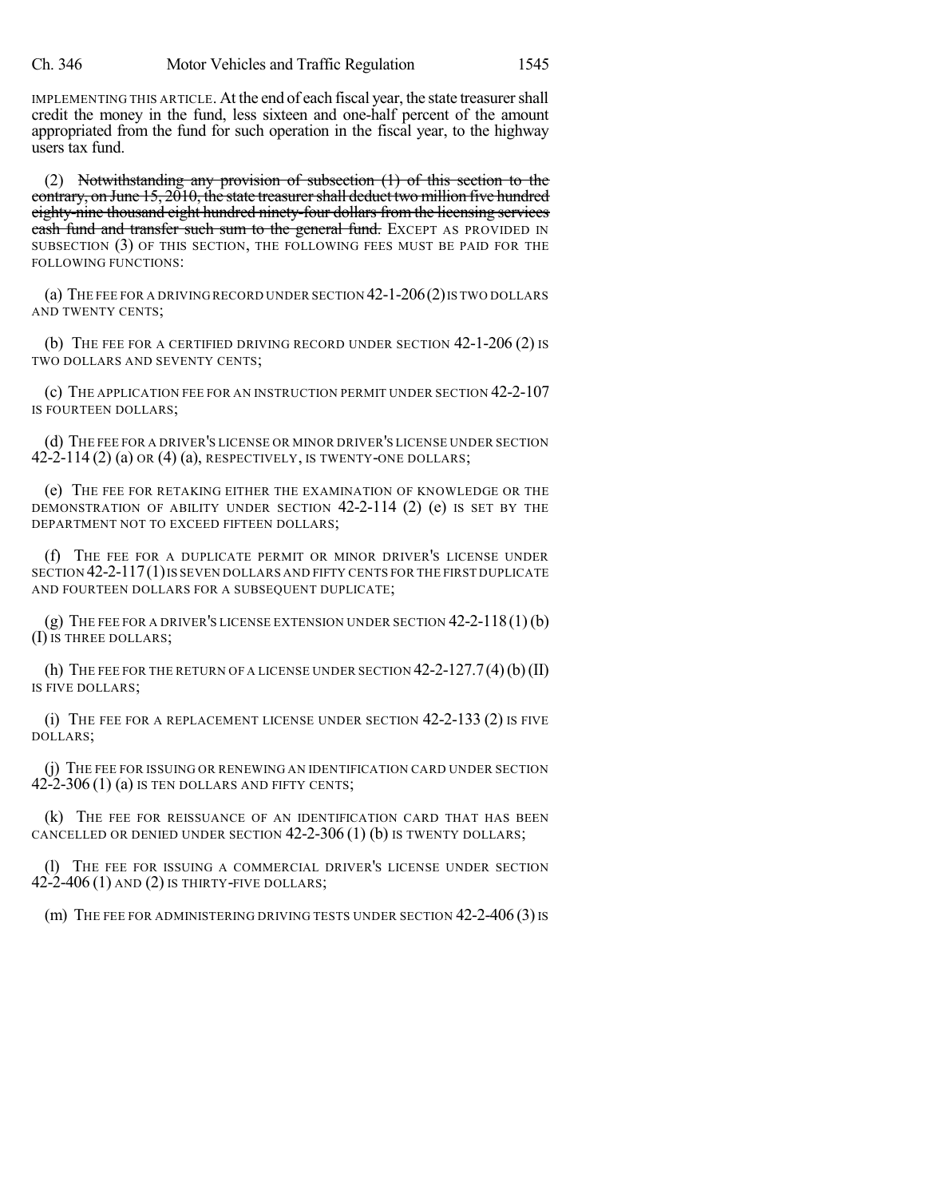IMPLEMENTING THIS ARTICLE. At the end of each fiscal year, the state treasurer shall credit the money in the fund, less sixteen and one-half percent of the amount appropriated from the fund for such operation in the fiscal year, to the highway users tax fund.

(2) ~~Notwithstanding any provision of subsection (1) of this section to the contrary, on June 15, 2010, the state treasurer shall deduct two million five hundred eighty-nine thousand eight hundred ninety-four dollars from the licensing services cash fund and transfer such sum to the general fund.~~ EXCEPT AS PROVIDED IN SUBSECTION (3) OF THIS SECTION, THE FOLLOWING FEES MUST BE PAID FOR THE FOLLOWING FUNCTIONS:

(a) THE FEE FOR A DRIVING RECORD UNDER SECTION 42-1-206 (2) IS TWO DOLLARS AND TWENTY CENTS;

(b) THE FEE FOR A CERTIFIED DRIVING RECORD UNDER SECTION 42-1-206 (2) IS TWO DOLLARS AND SEVENTY CENTS;

(c) THE APPLICATION FEE FOR AN INSTRUCTION PERMIT UNDER SECTION 42-2-107 IS FOURTEEN DOLLARS;

(d) THE FEE FOR A DRIVER'S LICENSE OR MINOR DRIVER'S LICENSE UNDER SECTION 42-2-114 (2) (a) OR (4) (a), RESPECTIVELY, IS TWENTY-ONE DOLLARS;

(e) THE FEE FOR RETAKING EITHER THE EXAMINATION OF KNOWLEDGE OR THE DEMONSTRATION OF ABILITY UNDER SECTION 42-2-114 (2) (e) IS SET BY THE DEPARTMENT NOT TO EXCEED FIFTEEN DOLLARS;

(f) THE FEE FOR A DUPLICATE PERMIT OR MINOR DRIVER'S LICENSE UNDER SECTION 42-2-117 (1) IS SEVEN DOLLARS AND FIFTY CENTS FOR THE FIRST DUPLICATE AND FOURTEEN DOLLARS FOR A SUBSEQUENT DUPLICATE;

(g) THE FEE FOR A DRIVER'S LICENSE EXTENSION UNDER SECTION 42-2-118 (1) (b) (I) IS THREE DOLLARS;

(h) THE FEE FOR THE RETURN OF A LICENSE UNDER SECTION 42-2-127.7 (4) (b) (II) IS FIVE DOLLARS;

(i) THE FEE FOR A REPLACEMENT LICENSE UNDER SECTION 42-2-133 (2) IS FIVE DOLLARS;

(j) THE FEE FOR ISSUING OR RENEWING AN IDENTIFICATION CARD UNDER SECTION 42-2-306 (1) (a) IS TEN DOLLARS AND FIFTY CENTS;

(k) THE FEE FOR REISSUANCE OF AN IDENTIFICATION CARD THAT HAS BEEN CANCELLED OR DENIED UNDER SECTION 42-2-306 (1) (b) IS TWENTY DOLLARS;

(l) THE FEE FOR ISSUING A COMMERCIAL DRIVER'S LICENSE UNDER SECTION 42-2-406 (1) AND (2) IS THIRTY-FIVE DOLLARS;

(m) THE FEE FOR ADMINISTERING DRIVING TESTS UNDER SECTION 42-2-406 (3) IS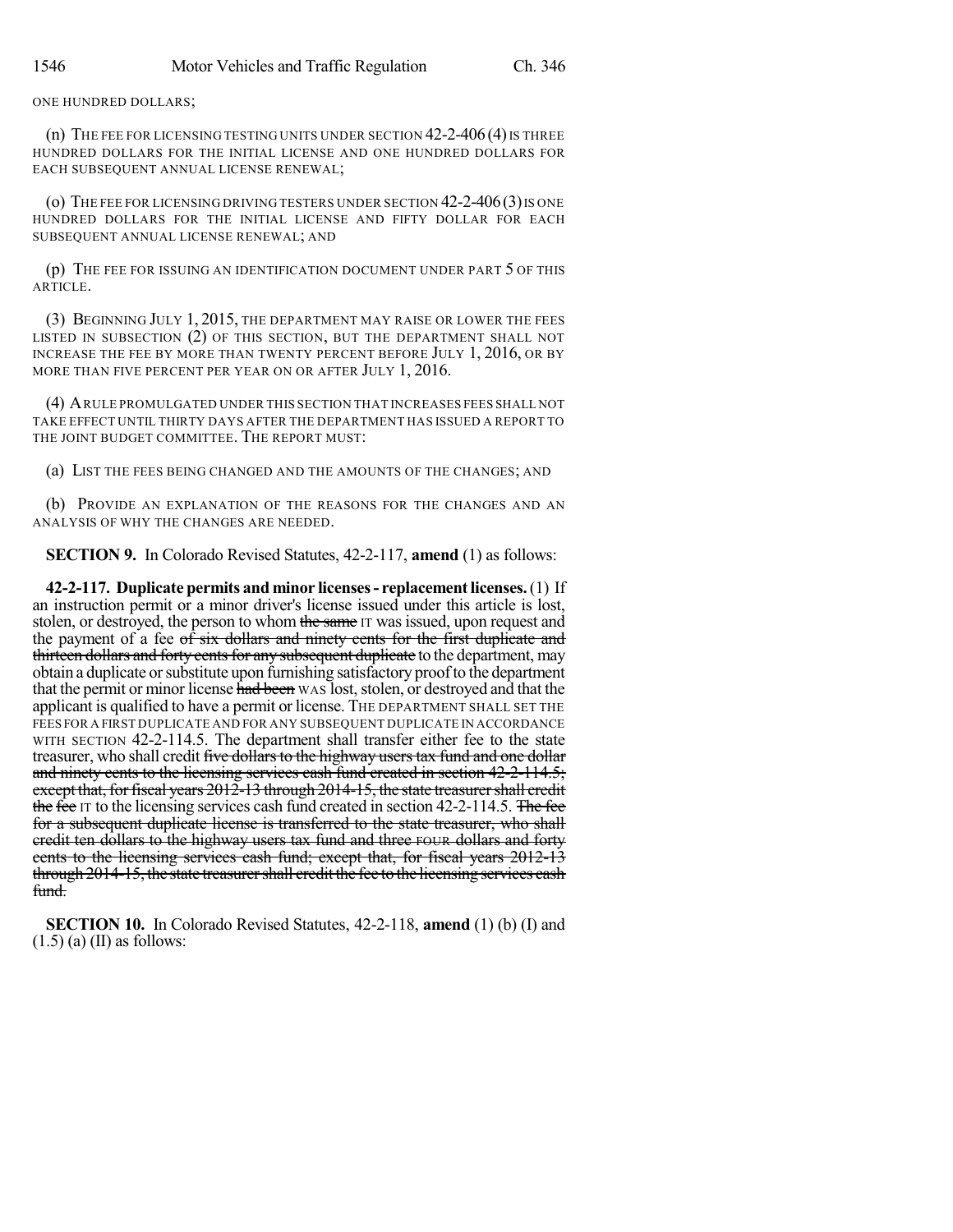ONE HUNDRED DOLLARS;

(n) THE FEE FOR LICENSING TESTING UNITS UNDER SECTION 42-2-406 (4) IS THREE HUNDRED DOLLARS FOR THE INITIAL LICENSE AND ONE HUNDRED DOLLARS FOR EACH SUBSEQUENT ANNUAL LICENSE RENEWAL;

(o) THE FEE FOR LICENSING DRIVING TESTERS UNDER SECTION 42-2-406 (3) IS ONE HUNDRED DOLLARS FOR THE INITIAL LICENSE AND FIFTY DOLLAR FOR EACH SUBSEQUENT ANNUAL LICENSE RENEWAL; AND

(p) THE FEE FOR ISSUING AN IDENTIFICATION DOCUMENT UNDER PART 5 OF THIS ARTICLE.

(3) BEGINNING JULY 1, 2015, THE DEPARTMENT MAY RAISE OR LOWER THE FEES LISTED IN SUBSECTION (2) OF THIS SECTION, BUT THE DEPARTMENT SHALL NOT INCREASE THE FEE BY MORE THAN TWENTY PERCENT BEFORE JULY 1, 2016, OR BY MORE THAN FIVE PERCENT PER YEAR ON OR AFTER JULY 1, 2016.

(4) A RULE PROMULGATED UNDER THIS SECTION THAT INCREASES FEES SHALL NOT TAKE EFFECT UNTIL THIRTY DAYS AFTER THE DEPARTMENT HAS ISSUED A REPORT TO THE JOINT BUDGET COMMITTEE. THE REPORT MUST:

(a) LIST THE FEES BEING CHANGED AND THE AMOUNTS OF THE CHANGES; AND

(b) PROVIDE AN EXPLANATION OF THE REASONS FOR THE CHANGES AND AN ANALYSIS OF WHY THE CHANGES ARE NEEDED.

**SECTION 9.** In Colorado Revised Statutes, 42-2-117, **amend** (1) as follows:

**42-2-117. Duplicate permits and minor licenses - replacement licenses.** (1) If an instruction permit or a minor driver's license issued under this article is lost, stolen, or destroyed, the person to whom ~~the same~~ IT was issued, upon request and the payment of a fee ~~of six dollars and ninety cents for the first duplicate and thirteen dollars and forty cents for any subsequent duplicate~~ to the department, may obtain a duplicate or substitute upon furnishing satisfactory proof to the department that the permit or minor license ~~had been~~ WAS lost, stolen, or destroyed and that the applicant is qualified to have a permit or license. THE DEPARTMENT SHALL SET THE FEES FOR A FIRST DUPLICATE AND FOR ANY SUBSEQUENT DUPLICATE IN ACCORDANCE WITH SECTION 42-2-114.5. The department shall transfer either fee to the state treasurer, who shall credit ~~five dollars to the highway users tax fund and one dollar and ninety cents to the licensing services cash fund created in section 42-2-114.5; except that, for fiscal years 2012-13 through 2014-15, the state treasurer shall credit the fee~~ IT to the licensing services cash fund created in section 42-2-114.5. ~~The fee for a subsequent duplicate license is transferred to the state treasurer, who shall credit ten dollars to the highway users tax fund and three~~ FOUR ~~dollars and forty cents to the licensing services cash fund; except that, for fiscal years 2012-13 through 2014-15, the state treasurer shall credit the fee to the licensing services cash fund.~~

**SECTION 10.** In Colorado Revised Statutes, 42-2-118, **amend** (1) (b) (I) and (1.5) (a) (II) as follows: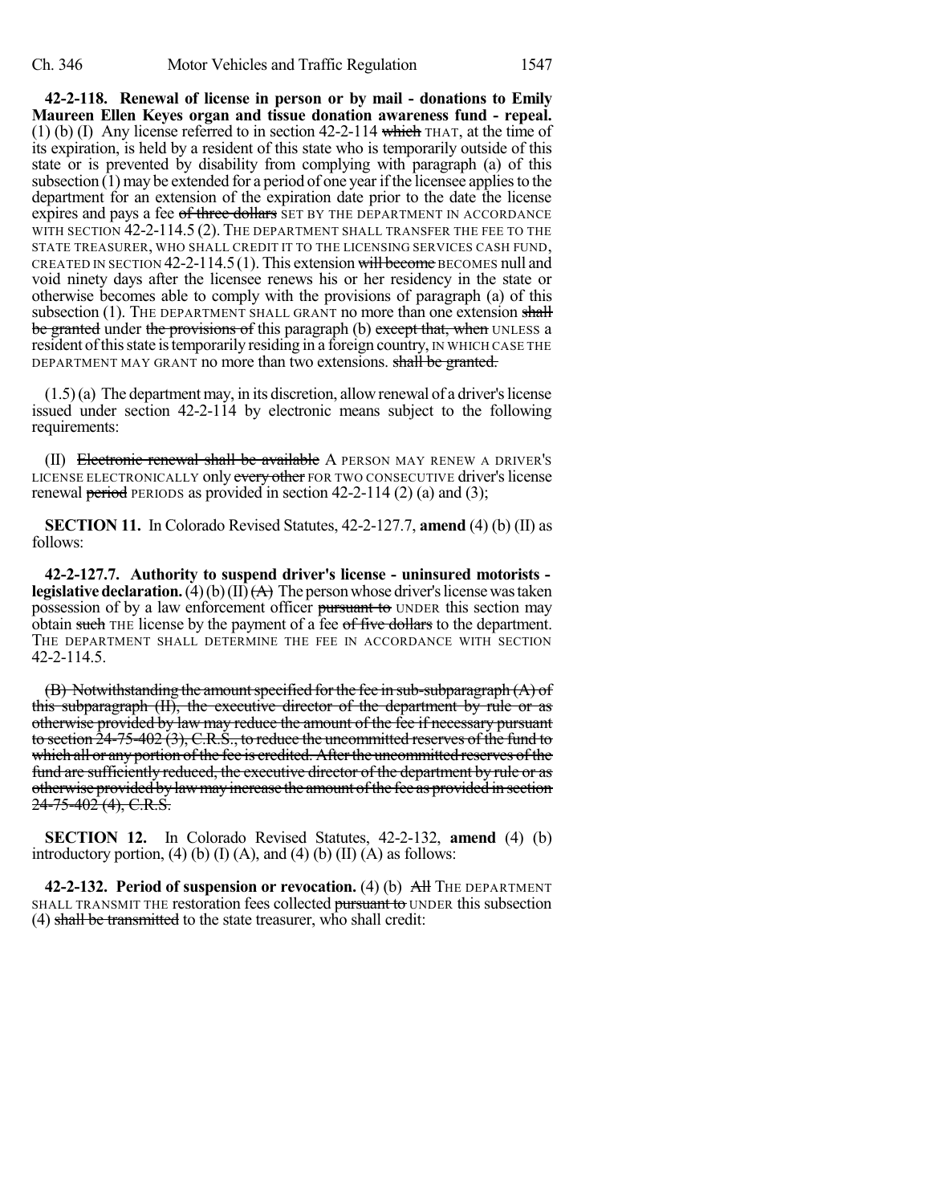**42-2-118. Renewal of license in person or by mail - donations to Emily Maureen Ellen Keyes organ and tissue donation awareness fund - repeal.** (1) (b) (I) Any license referred to in section 42-2-114 ~~which~~ THAT, at the time of its expiration, is held by a resident of this state who is temporarily outside of this state or is prevented by disability from complying with paragraph (a) of this subsection (1) may be extended for a period of one year if the licensee applies to the department for an extension of the expiration date prior to the date the license expires and pays a fee ~~of three dollars~~ SET BY THE DEPARTMENT IN ACCORDANCE WITH SECTION 42-2-114.5 (2). THE DEPARTMENT SHALL TRANSFER THE FEE TO THE STATE TREASURER, WHO SHALL CREDIT IT TO THE LICENSING SERVICES CASH FUND, CREATED IN SECTION 42-2-114.5 (1). This extension ~~will become~~ BECOMES null and void ninety days after the licensee renews his or her residency in the state or otherwise becomes able to comply with the provisions of paragraph (a) of this subsection (1). THE DEPARTMENT SHALL GRANT no more than one extension ~~shall be granted~~ under ~~the provisions of~~ this paragraph (b) ~~except that, when~~ UNLESS a resident of this state is temporarily residing in a foreign country, IN WHICH CASE THE DEPARTMENT MAY GRANT no more than two extensions. ~~shall be granted.~~

(1.5) (a) The department may, in its discretion, allow renewal of a driver's license issued under section 42-2-114 by electronic means subject to the following requirements:

(II) ~~Electronic renewal shall be available~~ A PERSON MAY RENEW A DRIVER'S LICENSE ELECTRONICALLY only ~~every other~~ FOR TWO CONSECUTIVE driver's license renewal ~~period~~ PERIODS as provided in section 42-2-114 (2) (a) and (3);

**SECTION 11.** In Colorado Revised Statutes, 42-2-127.7, **amend** (4) (b) (II) as follows:

**42-2-127.7. Authority to suspend driver's license - uninsured motorists - legislative declaration.** (4) (b) (II) ~~(A)~~ The person whose driver's license was taken possession of by a law enforcement officer ~~pursuant to~~ UNDER this section may obtain ~~such~~ THE license by the payment of a fee ~~of five dollars~~ to the department. THE DEPARTMENT SHALL DETERMINE THE FEE IN ACCORDANCE WITH SECTION 42-2-114.5.

~~(B) Notwithstanding the amount specified for the fee in sub-subparagraph (A) of this subparagraph (II), the executive director of the department by rule or as otherwise provided by law may reduce the amount of the fee if necessary pursuant to section 24-75-402 (3), C.R.S., to reduce the uncommitted reserves of the fund to which all or any portion of the fee is credited. After the uncommitted reserves of the fund are sufficiently reduced, the executive director of the department by rule or as otherwise provided by law may increase the amount of the fee as provided in section 24-75-402 (4), C.R.S.~~

**SECTION 12.** In Colorado Revised Statutes, 42-2-132, **amend** (4) (b) introductory portion, (4) (b) (I) (A), and (4) (b) (II) (A) as follows:

**42-2-132. Period of suspension or revocation.** (4) (b) ~~All~~ THE DEPARTMENT SHALL TRANSMIT THE restoration fees collected ~~pursuant to~~ UNDER this subsection (4) ~~shall be transmitted~~ to the state treasurer, who shall credit: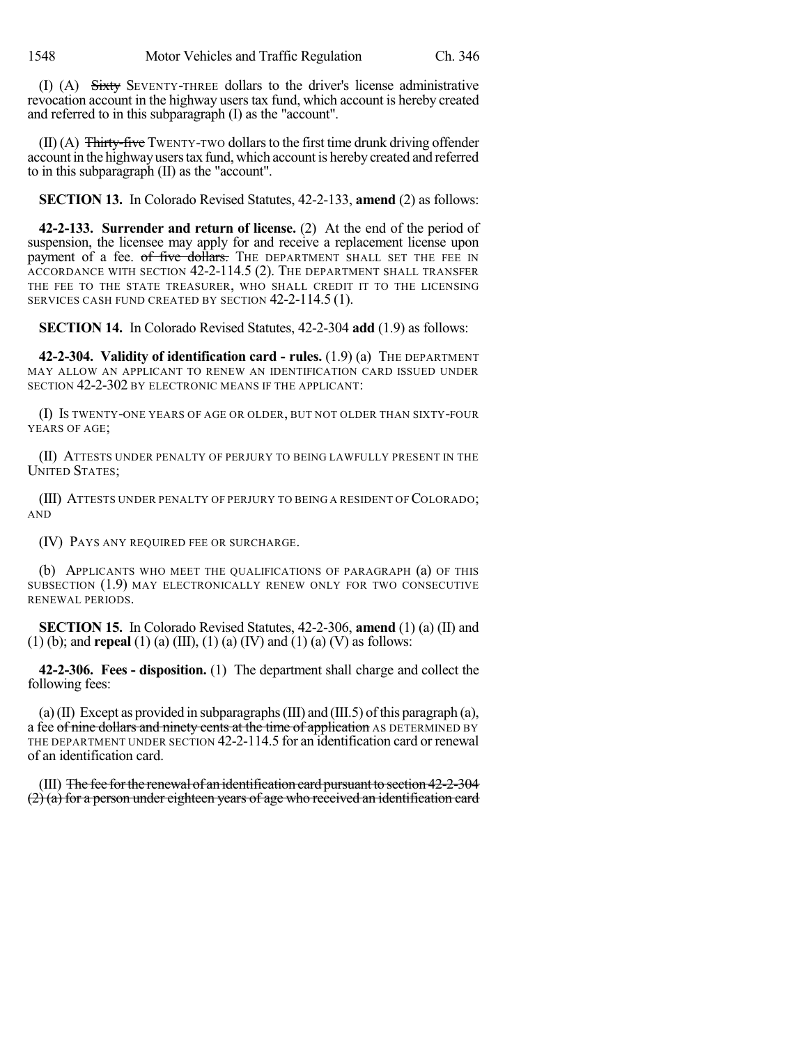(I) (A) ~~Sixty~~ SEVENTY-THREE dollars to the driver's license administrative revocation account in the highway users tax fund, which account is hereby created and referred to in this subparagraph (I) as the "account".

(II) (A) ~~Thirty-five~~ TWENTY-TWO dollars to the first time drunk driving offender account in the highway users tax fund, which account is hereby created and referred to in this subparagraph (II) as the "account".

**SECTION 13.** In Colorado Revised Statutes, 42-2-133, **amend** (2) as follows:

**42-2-133. Surrender and return of license.** (2) At the end of the period of suspension, the licensee may apply for and receive a replacement license upon payment of a fee. ~~of five dollars.~~ THE DEPARTMENT SHALL SET THE FEE IN ACCORDANCE WITH SECTION 42-2-114.5 (2). THE DEPARTMENT SHALL TRANSFER THE FEE TO THE STATE TREASURER, WHO SHALL CREDIT IT TO THE LICENSING SERVICES CASH FUND CREATED BY SECTION 42-2-114.5 (1).

**SECTION 14.** In Colorado Revised Statutes, 42-2-304 **add** (1.9) as follows:

**42-2-304. Validity of identification card - rules.** (1.9) (a) THE DEPARTMENT MAY ALLOW AN APPLICANT TO RENEW AN IDENTIFICATION CARD ISSUED UNDER SECTION 42-2-302 BY ELECTRONIC MEANS IF THE APPLICANT:

(I) IS TWENTY-ONE YEARS OF AGE OR OLDER, BUT NOT OLDER THAN SIXTY-FOUR YEARS OF AGE;

(II) ATTESTS UNDER PENALTY OF PERJURY TO BEING LAWFULLY PRESENT IN THE UNITED STATES;

(III) ATTESTS UNDER PENALTY OF PERJURY TO BEING A RESIDENT OF COLORADO; AND

(IV) PAYS ANY REQUIRED FEE OR SURCHARGE.

(b) APPLICANTS WHO MEET THE QUALIFICATIONS OF PARAGRAPH (a) OF THIS SUBSECTION (1.9) MAY ELECTRONICALLY RENEW ONLY FOR TWO CONSECUTIVE RENEWAL PERIODS.

**SECTION 15.** In Colorado Revised Statutes, 42-2-306, **amend** (1) (a) (II) and (1) (b); and **repeal** (1) (a) (III), (1) (a) (IV) and (1) (a) (V) as follows:

**42-2-306. Fees - disposition.** (1) The department shall charge and collect the following fees:

(a) (II) Except as provided in subparagraphs (III) and (III.5) of this paragraph (a), a fee ~~of nine dollars and ninety cents at the time of application~~ AS DETERMINED BY THE DEPARTMENT UNDER SECTION 42-2-114.5 for an identification card or renewal of an identification card.

(III) ~~The fee for the renewal of an identification card pursuant to section 42-2-304 (2) (a) for a person under eighteen years of age who received an identification card~~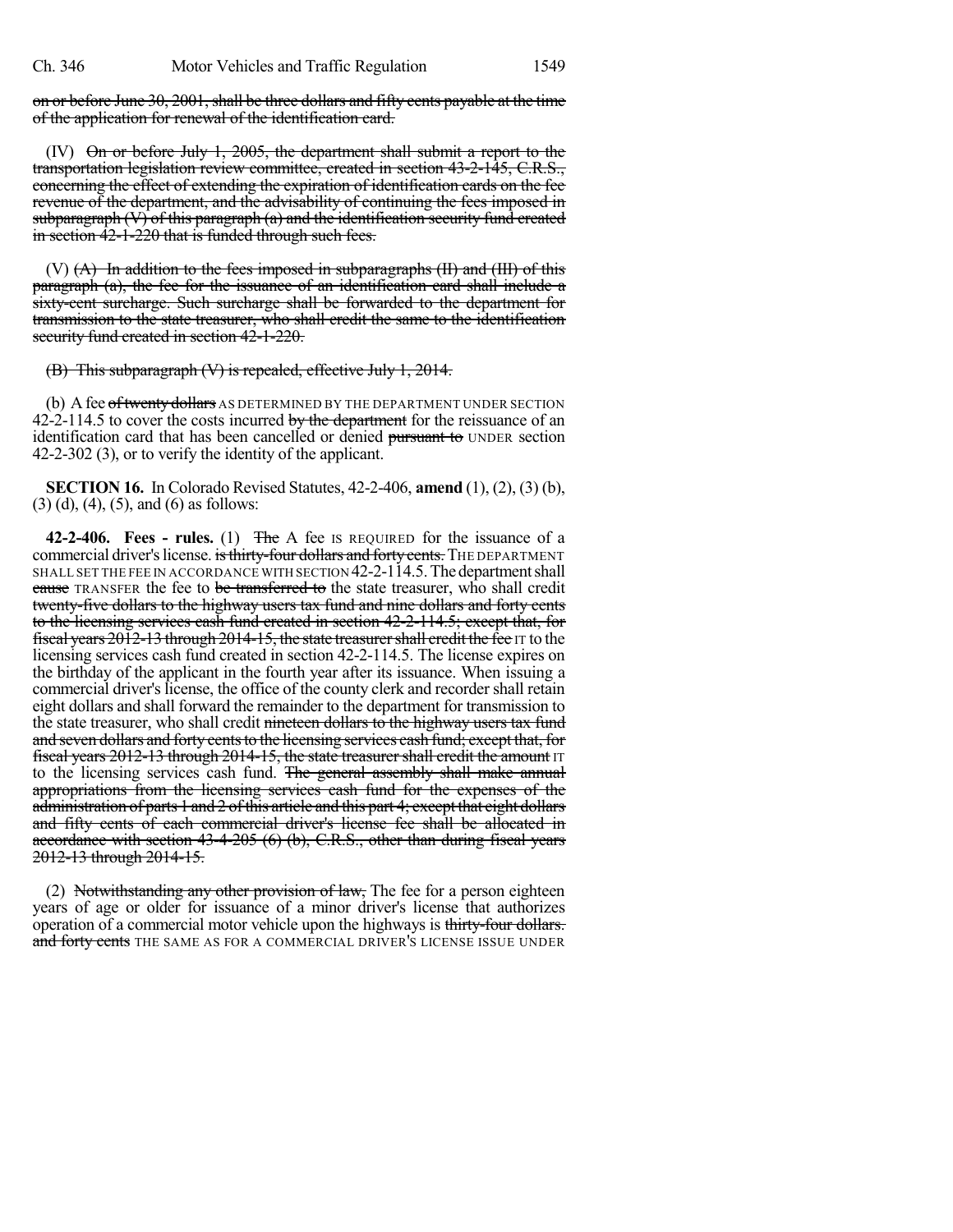on or before June 30, 2001, shall be three dollars and fifty cents payable at the time of the application for renewal of the identification card.

(IV) On or before July 1, 2005, the department shall submit a report to the transportation legislation review committee, created in section 43-2-145, C.R.S., concerning the effect of extending the expiration of identification cards on the fee revenue of the department, and the advisability of continuing the fees imposed in subparagraph (V) of this paragraph (a) and the identification security fund created in section 42-1-220 that is funded through such fees.

(V) (A) In addition to the fees imposed in subparagraphs (II) and (III) of this paragraph (a), the fee for the issuance of an identification card shall include a sixty-cent surcharge. Such surcharge shall be forwarded to the department for transmission to the state treasurer, who shall credit the same to the identification security fund created in section 42-1-220.

(B) This subparagraph (V) is repealed, effective July 1, 2014.

(b) A fee of twenty dollars AS DETERMINED BY THE DEPARTMENT UNDER SECTION 42-2-114.5 to cover the costs incurred by the department for the reissuance of an identification card that has been cancelled or denied pursuant to UNDER section 42-2-302 (3), or to verify the identity of the applicant.

**SECTION 16.** In Colorado Revised Statutes, 42-2-406, **amend** (1), (2), (3) (b), (3) (d), (4), (5), and (6) as follows:

**42-2-406. Fees - rules.** (1) The A fee IS REQUIRED for the issuance of a commercial driver's license. is thirty-four dollars and forty cents. THE DEPARTMENT SHALL SET THE FEE IN ACCORDANCE WITH SECTION 42-2-114.5. The department shall cause TRANSFER the fee to be transferred to the state treasurer, who shall credit twenty-five dollars to the highway users tax fund and nine dollars and forty cents to the licensing services cash fund created in section 42-2-114.5; except that, for fiscal years 2012-13 through 2014-15, the state treasurer shall credit the fee IT to the licensing services cash fund created in section 42-2-114.5. The license expires on the birthday of the applicant in the fourth year after its issuance. When issuing a commercial driver's license, the office of the county clerk and recorder shall retain eight dollars and shall forward the remainder to the department for transmission to the state treasurer, who shall credit nineteen dollars to the highway users tax fund and seven dollars and forty cents to the licensing services cash fund; except that, for fiscal years 2012-13 through 2014-15, the state treasurer shall credit the amount IT to the licensing services cash fund. The general assembly shall make annual appropriations from the licensing services cash fund for the expenses of the administration of parts 1 and 2 of this article and this part 4; except that eight dollars and fifty cents of each commercial driver's license fee shall be allocated in accordance with section 43-4-205 (6) (b), C.R.S., other than during fiscal years 2012-13 through 2014-15.

(2) Notwithstanding any other provision of law, The fee for a person eighteen years of age or older for issuance of a minor driver's license that authorizes operation of a commercial motor vehicle upon the highways is thirty-four dollars. and forty cents THE SAME AS FOR A COMMERCIAL DRIVER'S LICENSE ISSUE UNDER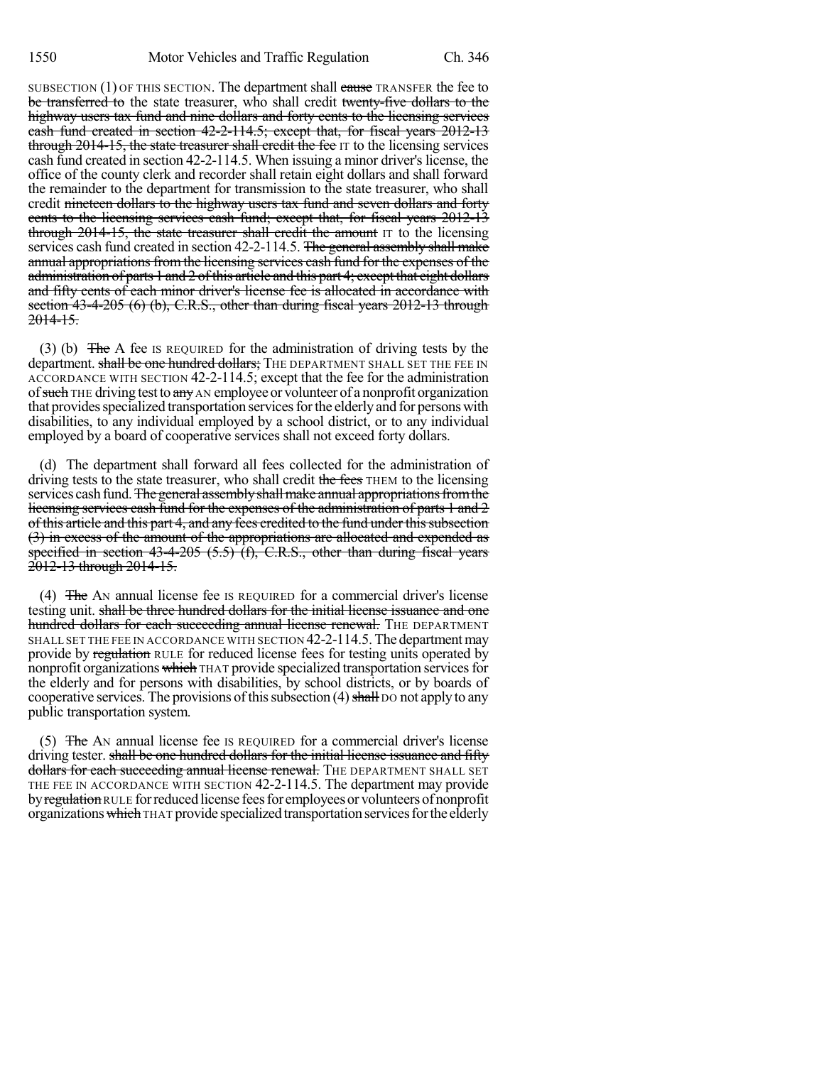SUBSECTION (1) OF THIS SECTION. The department shall ~~cause~~ TRANSFER the fee to ~~be transferred to~~ the state treasurer, who shall credit ~~twenty-five dollars to the highway users tax fund and nine dollars and forty cents to the licensing services cash fund created in section 42-2-114.5; except that, for fiscal years 2012-13 through 2014-15, the state treasurer shall credit the fee~~ IT to the licensing services cash fund created in section 42-2-114.5. When issuing a minor driver's license, the office of the county clerk and recorder shall retain eight dollars and shall forward the remainder to the department for transmission to the state treasurer, who shall credit ~~nineteen dollars to the highway users tax fund and seven dollars and forty cents to the licensing services cash fund; except that, for fiscal years 2012-13 through 2014-15, the state treasurer shall credit the amount~~ IT to the licensing services cash fund created in section 42-2-114.5. ~~The general assembly shall make annual appropriations from the licensing services cash fund for the expenses of the administration of parts 1 and 2 of this article and this part 4; except that eight dollars and fifty cents of each minor driver's license fee is allocated in accordance with section 43-4-205 (6) (b), C.R.S., other than during fiscal years 2012-13 through 2014-15.~~

(3) (b) ~~The~~ A fee IS REQUIRED for the administration of driving tests by the department. ~~shall be one hundred dollars;~~ THE DEPARTMENT SHALL SET THE FEE IN ACCORDANCE WITH SECTION 42-2-114.5; except that the fee for the administration of ~~such~~ THE driving test to ~~any~~ AN employee or volunteer of a nonprofit organization that provides specialized transportation services for the elderly and for persons with disabilities, to any individual employed by a school district, or to any individual employed by a board of cooperative services shall not exceed forty dollars.

(d) The department shall forward all fees collected for the administration of driving tests to the state treasurer, who shall credit ~~the fees~~ THEM to the licensing services cash fund. ~~The general assembly shall make annual appropriations from the licensing services cash fund for the expenses of the administration of parts 1 and 2 of this article and this part 4, and any fees credited to the fund under this subsection (3) in excess of the amount of the appropriations are allocated and expended as specified in section 43-4-205 (5.5) (f), C.R.S., other than during fiscal years 2012-13 through 2014-15.~~

(4) ~~The~~ AN annual license fee IS REQUIRED for a commercial driver's license testing unit. ~~shall be three hundred dollars for the initial license issuance and one hundred dollars for each succeeding annual license renewal.~~ THE DEPARTMENT SHALL SET THE FEE IN ACCORDANCE WITH SECTION 42-2-114.5. The department may provide by ~~regulation~~ RULE for reduced license fees for testing units operated by nonprofit organizations ~~which~~ THAT provide specialized transportation services for the elderly and for persons with disabilities, by school districts, or by boards of cooperative services. The provisions of this subsection (4) ~~shall~~ DO not apply to any public transportation system.

(5) ~~The~~ AN annual license fee IS REQUIRED for a commercial driver's license driving tester. ~~shall be one hundred dollars for the initial license issuance and fifty dollars for each succeeding annual license renewal.~~ THE DEPARTMENT SHALL SET THE FEE IN ACCORDANCE WITH SECTION 42-2-114.5. The department may provide by ~~regulation~~ RULE for reduced license fees for employees or volunteers of nonprofit organizations ~~which~~ THAT provide specialized transportation services for the elderly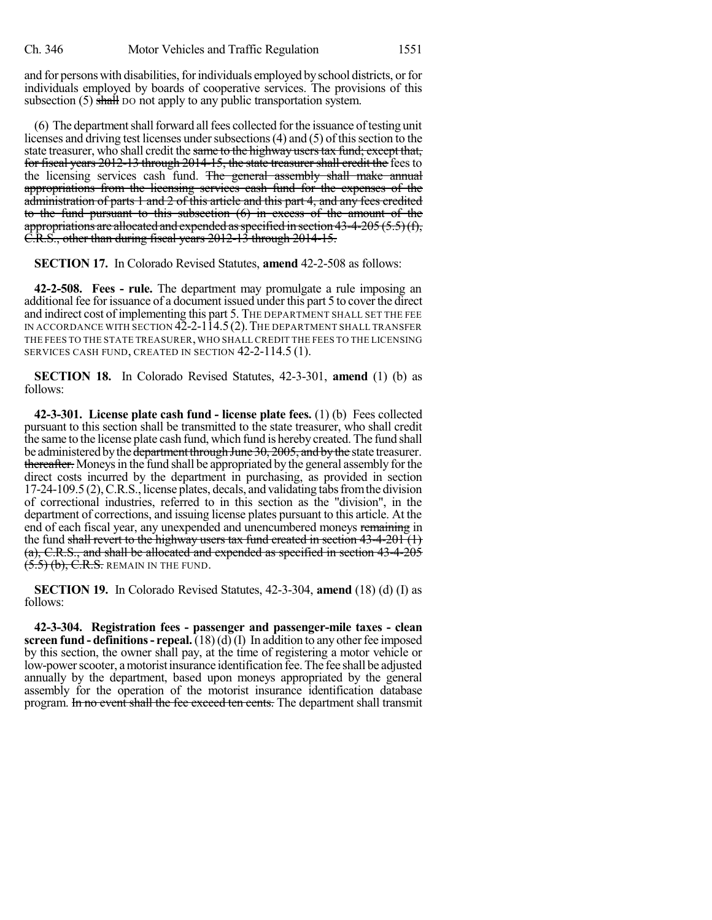and for persons with disabilities, for individuals employed by school districts, or for individuals employed by boards of cooperative services. The provisions of this subsection (5) ~~shall~~ DO not apply to any public transportation system.

(6) The department shall forward all fees collected for the issuance of testing unit licenses and driving test licenses under subsections (4) and (5) of this section to the state treasurer, who shall credit the ~~same to the highway users tax fund; except that, for fiscal years 2012-13 through 2014-15, the state treasurer shall credit the~~ fees to the licensing services cash fund. ~~The general assembly shall make annual appropriations from the licensing services cash fund for the expenses of the administration of parts 1 and 2 of this article and this part 4, and any fees credited to the fund pursuant to this subsection (6) in excess of the amount of the appropriations are allocated and expended as specified in section 43-4-205 (5.5) (f), C.R.S., other than during fiscal years 2012-13 through 2014-15.~~

**SECTION 17.** In Colorado Revised Statutes, **amend** 42-2-508 as follows:

**42-2-508. Fees - rule.** The department may promulgate a rule imposing an additional fee for issuance of a document issued under this part 5 to cover the direct and indirect cost of implementing this part 5. THE DEPARTMENT SHALL SET THE FEE IN ACCORDANCE WITH SECTION 42-2-114.5 (2). THE DEPARTMENT SHALL TRANSFER THE FEES TO THE STATE TREASURER, WHO SHALL CREDIT THE FEES TO THE LICENSING SERVICES CASH FUND, CREATED IN SECTION 42-2-114.5 (1).

**SECTION 18.** In Colorado Revised Statutes, 42-3-301, **amend** (1) (b) as follows:

**42-3-301. License plate cash fund - license plate fees.** (1) (b) Fees collected pursuant to this section shall be transmitted to the state treasurer, who shall credit the same to the license plate cash fund, which fund is hereby created. The fund shall be administered by the ~~department through June 30, 2005, and by the~~ state treasurer. ~~thereafter.~~ Moneys in the fund shall be appropriated by the general assembly for the direct costs incurred by the department in purchasing, as provided in section 17-24-109.5 (2), C.R.S., license plates, decals, and validating tabs from the division of correctional industries, referred to in this section as the "division", in the department of corrections, and issuing license plates pursuant to this article. At the end of each fiscal year, any unexpended and unencumbered moneys ~~remaining~~ in the fund ~~shall revert to the highway users tax fund created in section 43-4-201 (1) (a), C.R.S., and shall be allocated and expended as specified in section 43-4-205 (5.5) (b), C.R.S.~~ REMAIN IN THE FUND.

**SECTION 19.** In Colorado Revised Statutes, 42-3-304, **amend** (18) (d) (I) as follows:

**42-3-304. Registration fees - passenger and passenger-mile taxes - clean screen fund - definitions - repeal.** (18) (d) (I) In addition to any other fee imposed by this section, the owner shall pay, at the time of registering a motor vehicle or low-power scooter, a motorist insurance identification fee. The fee shall be adjusted annually by the department, based upon moneys appropriated by the general assembly for the operation of the motorist insurance identification database program. ~~In no event shall the fee exceed ten cents.~~ The department shall transmit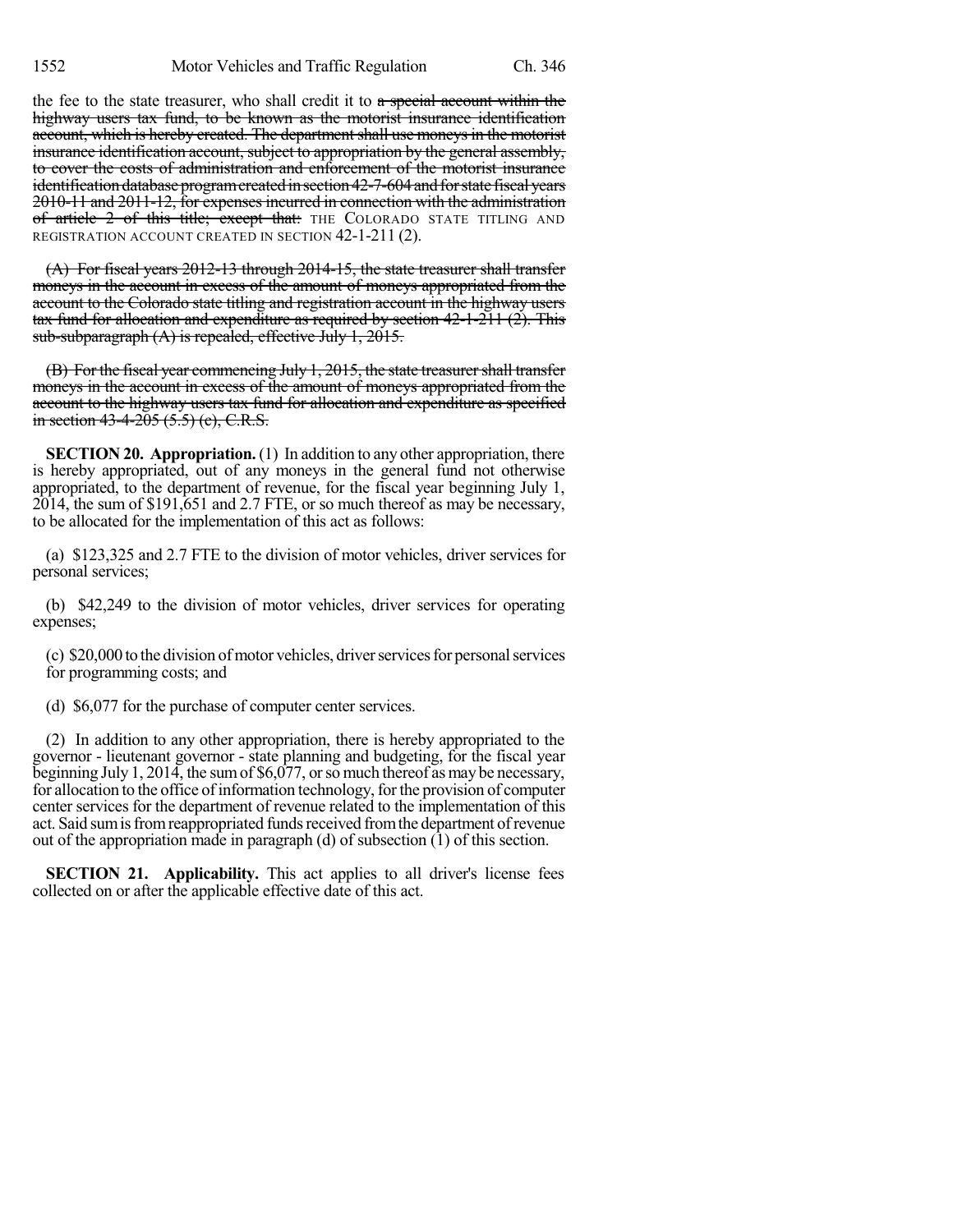the fee to the state treasurer, who shall credit it to ~~a special account within the highway users tax fund, to be known as the motorist insurance identification account, which is hereby created. The department shall use moneys in the motorist insurance identification account, subject to appropriation by the general assembly, to cover the costs of administration and enforcement of the motorist insurance identification database program created in section 42-7-604 and for state fiscal years 2010-11 and 2011-12, for expenses incurred in connection with the administration of article 2 of this title; except that:~~ THE COLORADO STATE TITLING AND REGISTRATION ACCOUNT CREATED IN SECTION 42-1-211 (2).

~~(A) For fiscal years 2012-13 through 2014-15, the state treasurer shall transfer moneys in the account in excess of the amount of moneys appropriated from the account to the Colorado state titling and registration account in the highway users tax fund for allocation and expenditure as required by section 42-1-211 (2). This sub-subparagraph (A) is repealed, effective July 1, 2015.~~

~~(B) For the fiscal year commencing July 1, 2015, the state treasurer shall transfer moneys in the account in excess of the amount of moneys appropriated from the account to the highway users tax fund for allocation and expenditure as specified in section 43-4-205 (5.5) (c), C.R.S.~~

**SECTION 20. Appropriation.** (1) In addition to any other appropriation, there is hereby appropriated, out of any moneys in the general fund not otherwise appropriated, to the department of revenue, for the fiscal year beginning July 1, 2014, the sum of $191,651 and 2.7 FTE, or so much thereof as may be necessary, to be allocated for the implementation of this act as follows:

(a) $123,325 and 2.7 FTE to the division of motor vehicles, driver services for personal services;

(b) $42,249 to the division of motor vehicles, driver services for operating expenses;

(c) $20,000 to the division of motor vehicles, driver services for personal services for programming costs; and

(d) $6,077 for the purchase of computer center services.

(2) In addition to any other appropriation, there is hereby appropriated to the governor - lieutenant governor - state planning and budgeting, for the fiscal year beginning July 1, 2014, the sum of $6,077, or so much thereof as may be necessary, for allocation to the office of information technology, for the provision of computer center services for the department of revenue related to the implementation of this act. Said sum is from reappropriated funds received from the department of revenue out of the appropriation made in paragraph (d) of subsection (1) of this section.

**SECTION 21. Applicability.** This act applies to all driver's license fees collected on or after the applicable effective date of this act.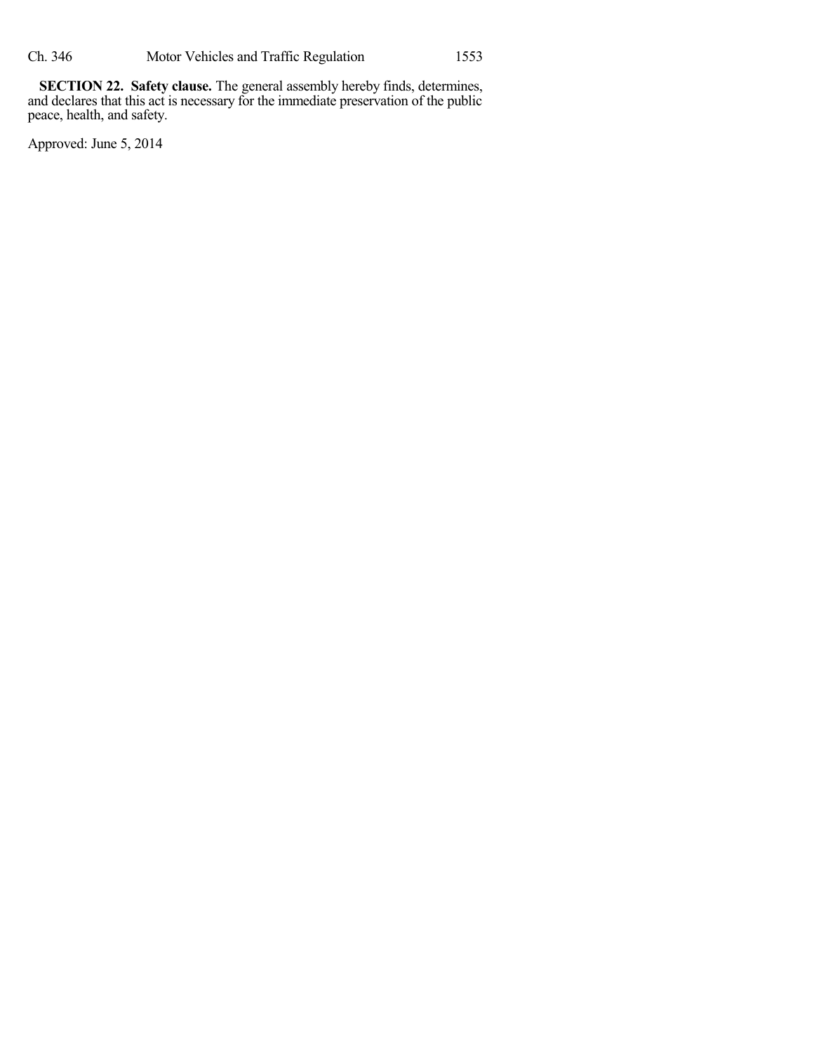**SECTION 22. Safety clause.** The general assembly hereby finds, determines, and declares that this act is necessary for the immediate preservation of the public peace, health, and safety.

Approved: June 5, 2014